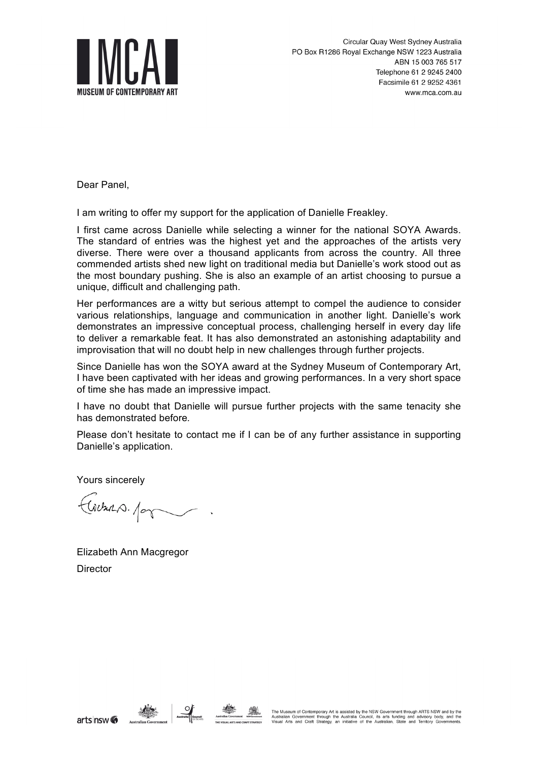# MCA
**MUSEUM OF CONTEMPORARY ART**

Circular Quay West Sydney Australia
PO Box R1286 Royal Exchange NSW 1223 Australia
ABN 15 003 765 517
Telephone 61 2 9245 2400
Facsimile 61 2 9252 4361
www.mca.com.au

Dear Panel,

I am writing to offer my support for the application of Danielle Freakley.

I first came across Danielle while selecting a winner for the national SOYA Awards. The standard of entries was the highest yet and the approaches of the artists very diverse. There were over a thousand applicants from across the country. All three commended artists shed new light on traditional media but Danielle's work stood out as the most boundary pushing. She is also an example of an artist choosing to pursue a unique, difficult and challenging path.

Her performances are a witty but serious attempt to compel the audience to consider various relationships, language and communication in another light. Danielle's work demonstrates an impressive conceptual process, challenging herself in every day life to deliver a remarkable feat. It has also demonstrated an astonishing adaptability and improvisation that will no doubt help in new challenges through further projects.

Since Danielle has won the SOYA award at the Sydney Museum of Contemporary Art, I have been captivated with her ideas and growing performances. In a very short space of time she has made an impressive impact.

I have no doubt that Danielle will pursue further projects with the same tenacity she has demonstrated before.

Please don't hesitate to contact me if I can be of any further assistance in supporting Danielle's application.

Yours sincerely

Elizabeth Ann Macgregor
Director

The Museum of Contemporary Art is assisted by the NSW Government through ARTS NSW and by the Australian Government through the Australia Council, its arts funding and advisory body, and the Visual Arts and Craft Strategy, an initiative of the Australian, State and Territory Governments.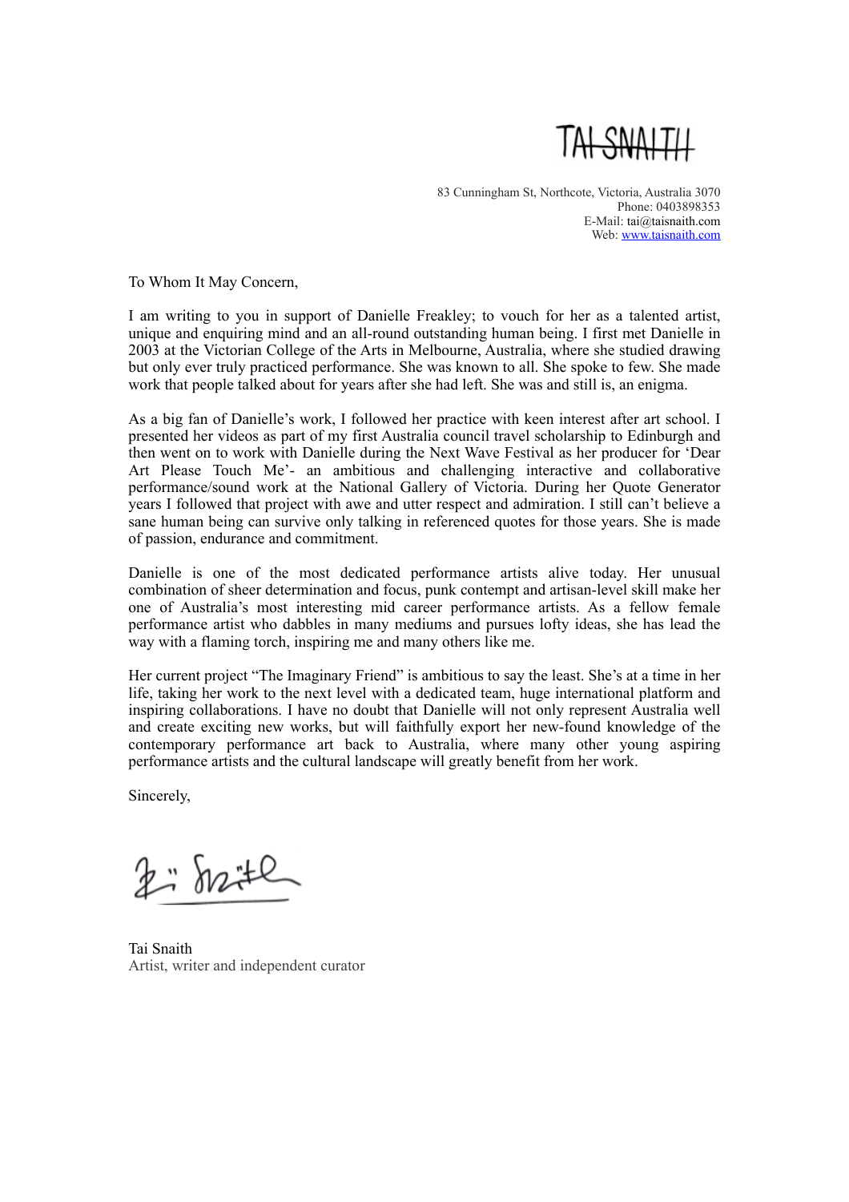TAI SNAITH

83 Cunningham St, Northcote, Victoria, Australia 3070
Phone: 0403898353
E-Mail: tai@taisnaith.com
Web: www.taisnaith.com

To Whom It May Concern,

I am writing to you in support of Danielle Freakley; to vouch for her as a talented artist, unique and enquiring mind and an all-round outstanding human being. I first met Danielle in 2003 at the Victorian College of the Arts in Melbourne, Australia, where she studied drawing but only ever truly practiced performance. She was known to all. She spoke to few. She made work that people talked about for years after she had left. She was and still is, an enigma.

As a big fan of Danielle's work, I followed her practice with keen interest after art school. I presented her videos as part of my first Australia council travel scholarship to Edinburgh and then went on to work with Danielle during the Next Wave Festival as her producer for 'Dear Art Please Touch Me'- an ambitious and challenging interactive and collaborative performance/sound work at the National Gallery of Victoria. During her Quote Generator years I followed that project with awe and utter respect and admiration. I still can't believe a sane human being can survive only talking in referenced quotes for those years. She is made of passion, endurance and commitment.

Danielle is one of the most dedicated performance artists alive today. Her unusual combination of sheer determination and focus, punk contempt and artisan-level skill make her one of Australia's most interesting mid career performance artists. As a fellow female performance artist who dabbles in many mediums and pursues lofty ideas, she has lead the way with a flaming torch, inspiring me and many others like me.

Her current project "The Imaginary Friend" is ambitious to say the least. She's at a time in her life, taking her work to the next level with a dedicated team, huge international platform and inspiring collaborations. I have no doubt that Danielle will not only represent Australia well and create exciting new works, but will faithfully export her new-found knowledge of the contemporary performance art back to Australia, where many other young aspiring performance artists and the cultural landscape will greatly benefit from her work.

Sincerely,

Tai Snaith
Artist, writer and independent curator